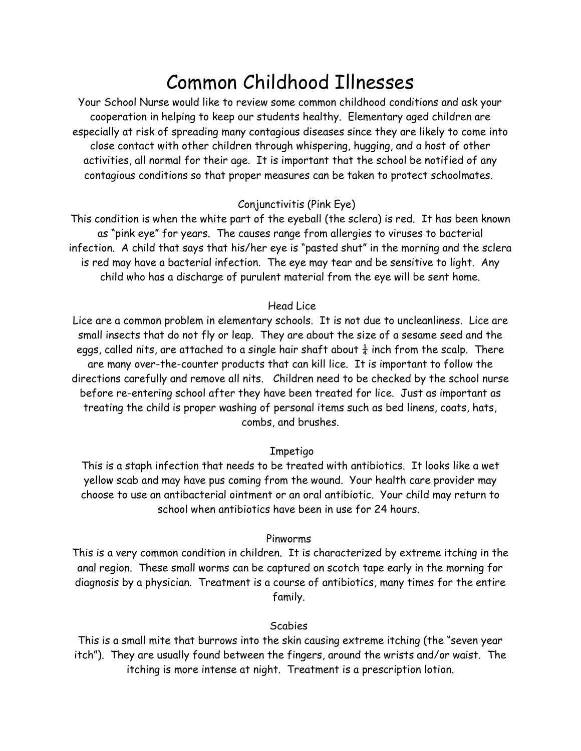# Common Childhood Illnesses

Your School Nurse would like to review some common childhood conditions and ask your cooperation in helping to keep our students healthy. Elementary aged children are especially at risk of spreading many contagious diseases since they are likely to come into close contact with other children through whispering, hugging, and a host of other activities, all normal for their age. It is important that the school be notified of any contagious conditions so that proper measures can be taken to protect schoolmates.

## Conjunctivitis (Pink Eye)

This condition is when the white part of the eyeball (the sclera) is red. It has been known as "pink eye" for years. The causes range from allergies to viruses to bacterial infection. A child that says that his/her eye is "pasted shut" in the morning and the sclera is red may have a bacterial infection. The eye may tear and be sensitive to light. Any child who has a discharge of purulent material from the eye will be sent home.

## Head Lice

Lice are a common problem in elementary schools. It is not due to uncleanliness. Lice are small insects that do not fly or leap. They are about the size of a sesame seed and the eggs, called nits, are attached to a single hair shaft about ¼ inch from the scalp. There are many over-the-counter products that can kill lice. It is important to follow the directions carefully and remove all nits. Children need to be checked by the school nurse before re-entering school after they have been treated for lice. Just as important as treating the child is proper washing of personal items such as bed linens, coats, hats, combs, and brushes.

## Impetigo

This is a staph infection that needs to be treated with antibiotics. It looks like a wet yellow scab and may have pus coming from the wound. Your health care provider may choose to use an antibacterial ointment or an oral antibiotic. Your child may return to school when antibiotics have been in use for 24 hours.

## Pinworms

This is a very common condition in children. It is characterized by extreme itching in the anal region. These small worms can be captured on scotch tape early in the morning for diagnosis by a physician. Treatment is a course of antibiotics, many times for the entire family.

## Scabies

This is a small mite that burrows into the skin causing extreme itching (the "seven year itch"). They are usually found between the fingers, around the wrists and/or waist. The itching is more intense at night. Treatment is a prescription lotion.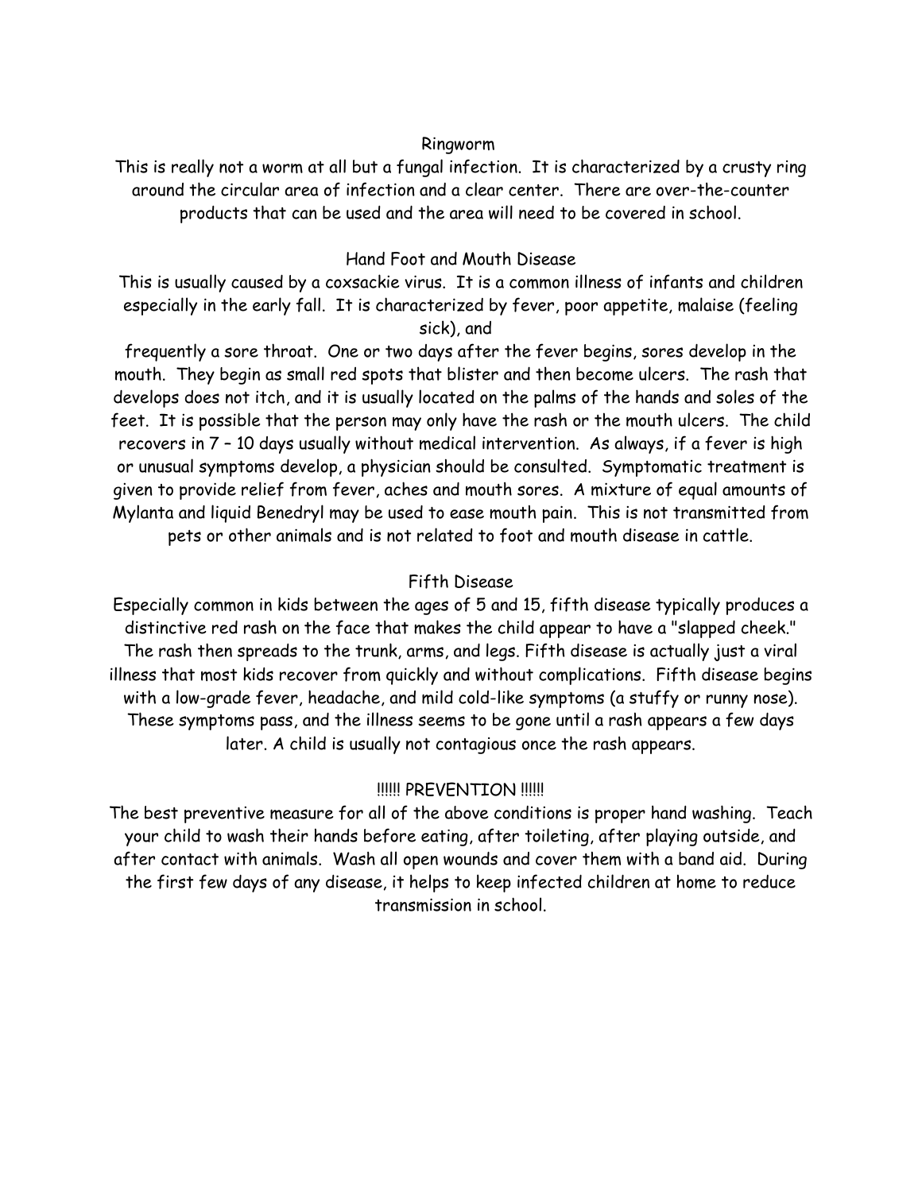## Ringworm

This is really not a worm at all but a fungal infection. It is characterized by a crusty ring around the circular area of infection and a clear center. There are over-the-counter products that can be used and the area will need to be covered in school.

## Hand Foot and Mouth Disease

This is usually caused by a coxsackie virus. It is a common illness of infants and children especially in the early fall. It is characterized by fever, poor appetite, malaise (feeling sick), and frequently a sore throat. One or two days after the fever begins, sores develop in the mouth. They begin as small red spots that blister and then become ulcers. The rash that develops does not itch, and it is usually located on the palms of the hands and soles of the feet. It is possible that the person may only have the rash or the mouth ulcers. The child recovers in 7 – 10 days usually without medical intervention. As always, if a fever is high or unusual symptoms develop, a physician should be consulted. Symptomatic treatment is given to provide relief from fever, aches and mouth sores. A mixture of equal amounts of Mylanta and liquid Benedryl may be used to ease mouth pain. This is not transmitted from pets or other animals and is not related to foot and mouth disease in cattle.

## Fifth Disease

Especially common in kids between the ages of 5 and 15, fifth disease typically produces a distinctive red rash on the face that makes the child appear to have a "slapped cheek." The rash then spreads to the trunk, arms, and legs. Fifth disease is actually just a viral illness that most kids recover from quickly and without complications. Fifth disease begins with a low-grade fever, headache, and mild cold-like symptoms (a stuffy or runny nose). These symptoms pass, and the illness seems to be gone until a rash appears a few days later. A child is usually not contagious once the rash appears.

## !!!!!! PREVENTION !!!!!!

The best preventive measure for all of the above conditions is proper hand washing. Teach your child to wash their hands before eating, after toileting, after playing outside, and after contact with animals. Wash all open wounds and cover them with a band aid. During the first few days of any disease, it helps to keep infected children at home to reduce transmission in school.